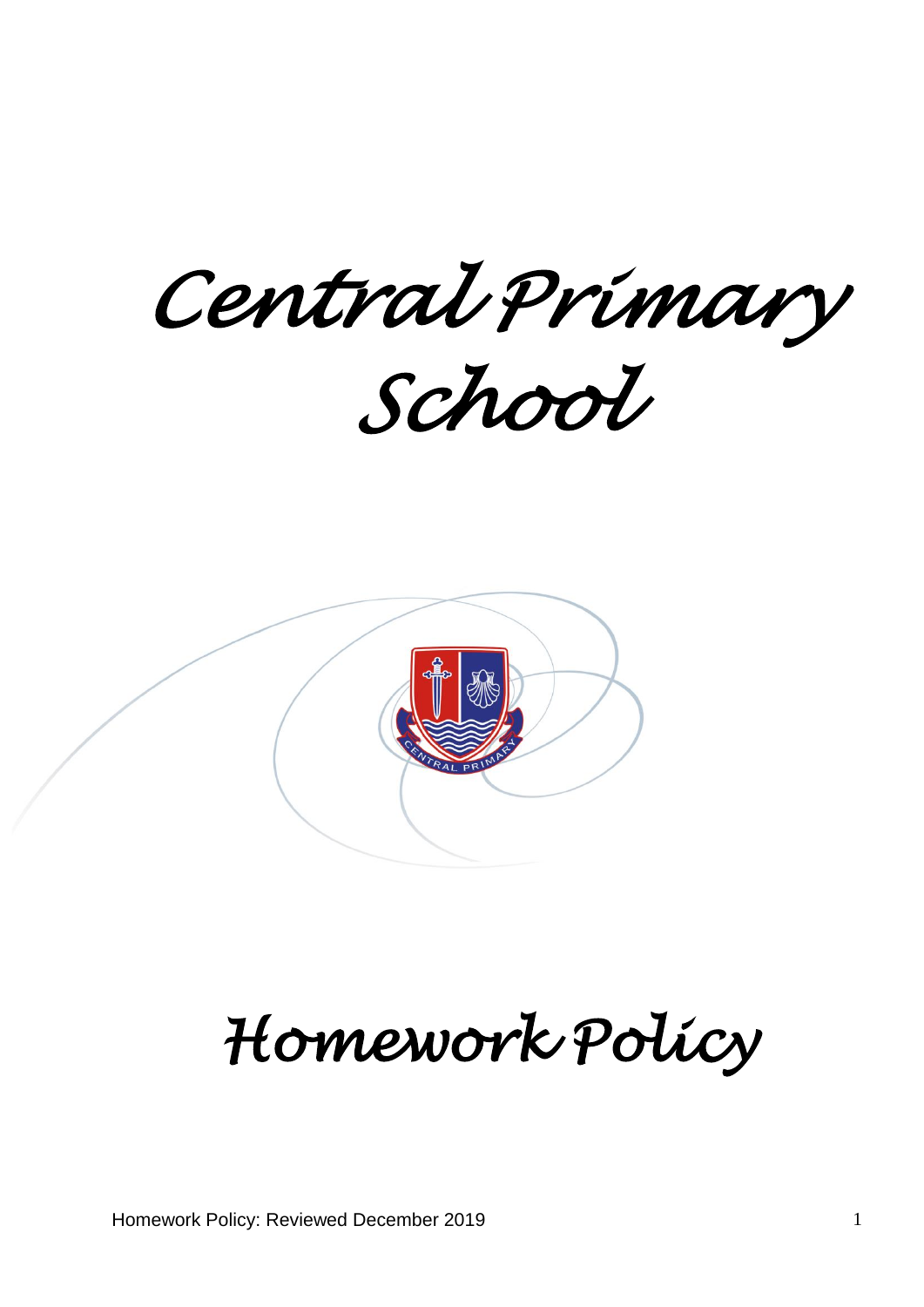# Central Primary School

# Homework Policy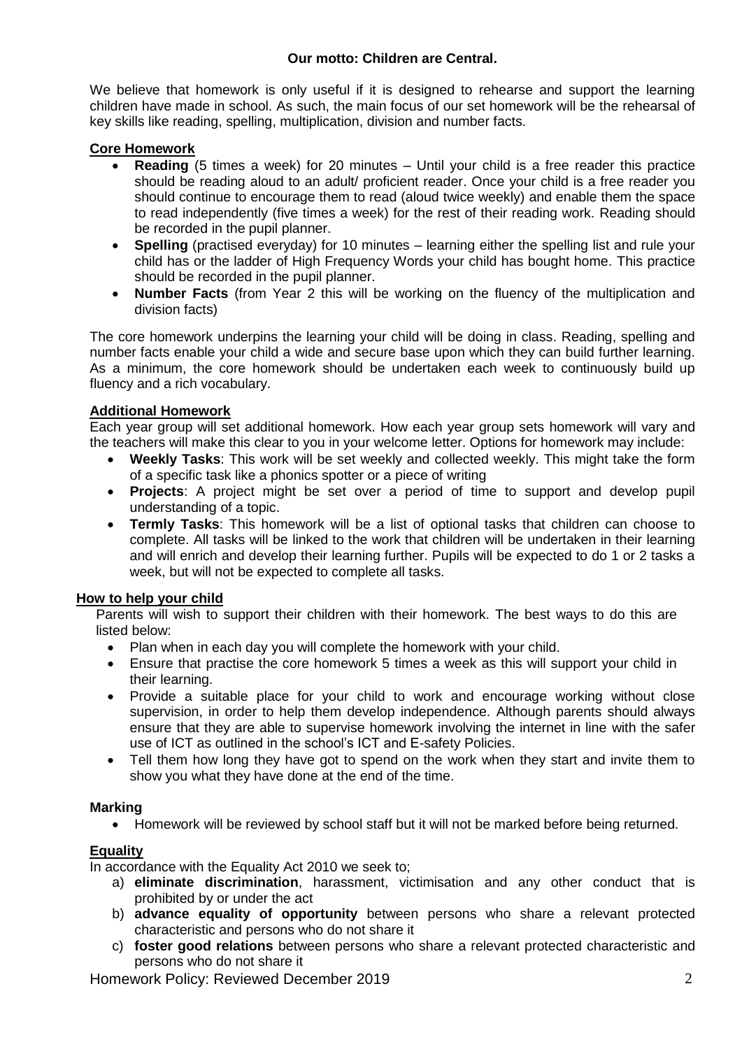**Our motto: Children are Central.**

We believe that homework is only useful if it is designed to rehearse and support the learning children have made in school. As such, the main focus of our set homework will be the rehearsal of key skills like reading, spelling, multiplication, division and number facts.

## Core Homework

- **Reading** (5 times a week) for 20 minutes – Until your child is a free reader this practice should be reading aloud to an adult/ proficient reader. Once your child is a free reader you should continue to encourage them to read (aloud twice weekly) and enable them the space to read independently (five times a week) for the rest of their reading work. Reading should be recorded in the pupil planner.
- **Spelling** (practised everyday) for 10 minutes – learning either the spelling list and rule your child has or the ladder of High Frequency Words your child has bought home. This practice should be recorded in the pupil planner.
- **Number Facts** (from Year 2 this will be working on the fluency of the multiplication and division facts)

The core homework underpins the learning your child will be doing in class. Reading, spelling and number facts enable your child a wide and secure base upon which they can build further learning. As a minimum, the core homework should be undertaken each week to continuously build up fluency and a rich vocabulary.

## Additional Homework

Each year group will set additional homework. How each year group sets homework will vary and the teachers will make this clear to you in your welcome letter. Options for homework may include:

- **Weekly Tasks**: This work will be set weekly and collected weekly. This might take the form of a specific task like a phonics spotter or a piece of writing
- **Projects**: A project might be set over a period of time to support and develop pupil understanding of a topic.
- **Termly Tasks**: This homework will be a list of optional tasks that children can choose to complete. All tasks will be linked to the work that children will be undertaken in their learning and will enrich and develop their learning further. Pupils will be expected to do 1 or 2 tasks a week, but will not be expected to complete all tasks.

## How to help your child

Parents will wish to support their children with their homework. The best ways to do this are listed below:

- Plan when in each day you will complete the homework with your child.
- Ensure that practise the core homework 5 times a week as this will support your child in their learning.
- Provide a suitable place for your child to work and encourage working without close supervision, in order to help them develop independence. Although parents should always ensure that they are able to supervise homework involving the internet in line with the safer use of ICT as outlined in the school's ICT and E-safety Policies.
- Tell them how long they have got to spend on the work when they start and invite them to show you what they have done at the end of the time.

### Marking

- Homework will be reviewed by school staff but it will not be marked before being returned.

## Equality

In accordance with the Equality Act 2010 we seek to;

a) **eliminate discrimination**, harassment, victimisation and any other conduct that is prohibited by or under the act
b) **advance equality of opportunity** between persons who share a relevant protected characteristic and persons who do not share it
c) **foster good relations** between persons who share a relevant protected characteristic and persons who do not share it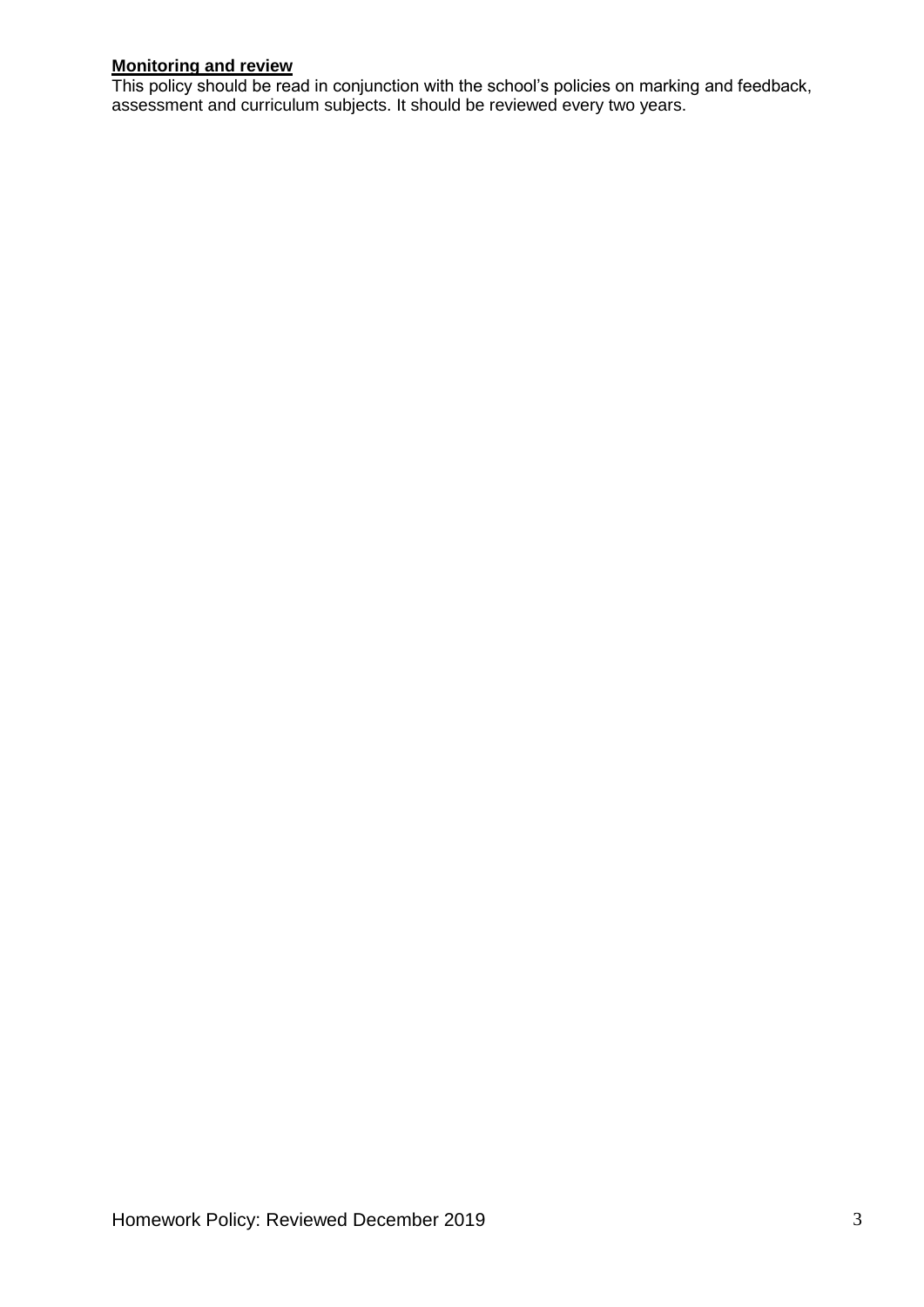## Monitoring and review

This policy should be read in conjunction with the school's policies on marking and feedback, assessment and curriculum subjects. It should be reviewed every two years.